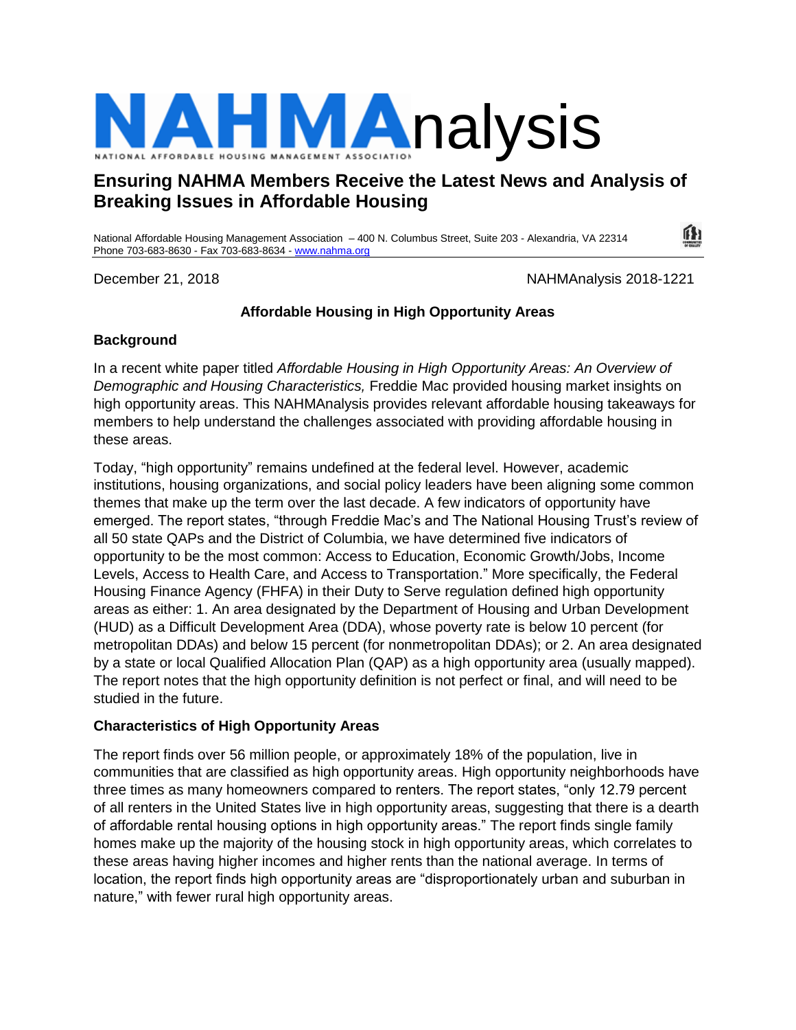# NAHMAnalysis

NATIONAL AFFORDABLE HOUSING MANAGEMENT ASSOCIATION

## Ensuring NAHMA Members Receive the Latest News and Analysis of Breaking Issues in Affordable Housing

National Affordable Housing Management Association – 400 N. Columbus Street, Suite 203 - Alexandria, VA 22314
Phone 703-683-8630 - Fax 703-683-8634 - www.nahma.org

December 21, 2018 NAHMAnalysis 2018-1221

### Affordable Housing in High Opportunity Areas

**Background**

In a recent white paper titled *Affordable Housing in High Opportunity Areas: An Overview of Demographic and Housing Characteristics,* Freddie Mac provided housing market insights on high opportunity areas. This NAHMAnalysis provides relevant affordable housing takeaways for members to help understand the challenges associated with providing affordable housing in these areas.

Today, "high opportunity" remains undefined at the federal level. However, academic institutions, housing organizations, and social policy leaders have been aligning some common themes that make up the term over the last decade. A few indicators of opportunity have emerged. The report states, "through Freddie Mac's and The National Housing Trust's review of all 50 state QAPs and the District of Columbia, we have determined five indicators of opportunity to be the most common: Access to Education, Economic Growth/Jobs, Income Levels, Access to Health Care, and Access to Transportation." More specifically, the Federal Housing Finance Agency (FHFA) in their Duty to Serve regulation defined high opportunity areas as either: 1. An area designated by the Department of Housing and Urban Development (HUD) as a Difficult Development Area (DDA), whose poverty rate is below 10 percent (for metropolitan DDAs) and below 15 percent (for nonmetropolitan DDAs); or 2. An area designated by a state or local Qualified Allocation Plan (QAP) as a high opportunity area (usually mapped). The report notes that the high opportunity definition is not perfect or final, and will need to be studied in the future.

**Characteristics of High Opportunity Areas**

The report finds over 56 million people, or approximately 18% of the population, live in communities that are classified as high opportunity areas. High opportunity neighborhoods have three times as many homeowners compared to renters. The report states, "only 12.79 percent of all renters in the United States live in high opportunity areas, suggesting that there is a dearth of affordable rental housing options in high opportunity areas." The report finds single family homes make up the majority of the housing stock in high opportunity areas, which correlates to these areas having higher incomes and higher rents than the national average. In terms of location, the report finds high opportunity areas are "disproportionately urban and suburban in nature," with fewer rural high opportunity areas.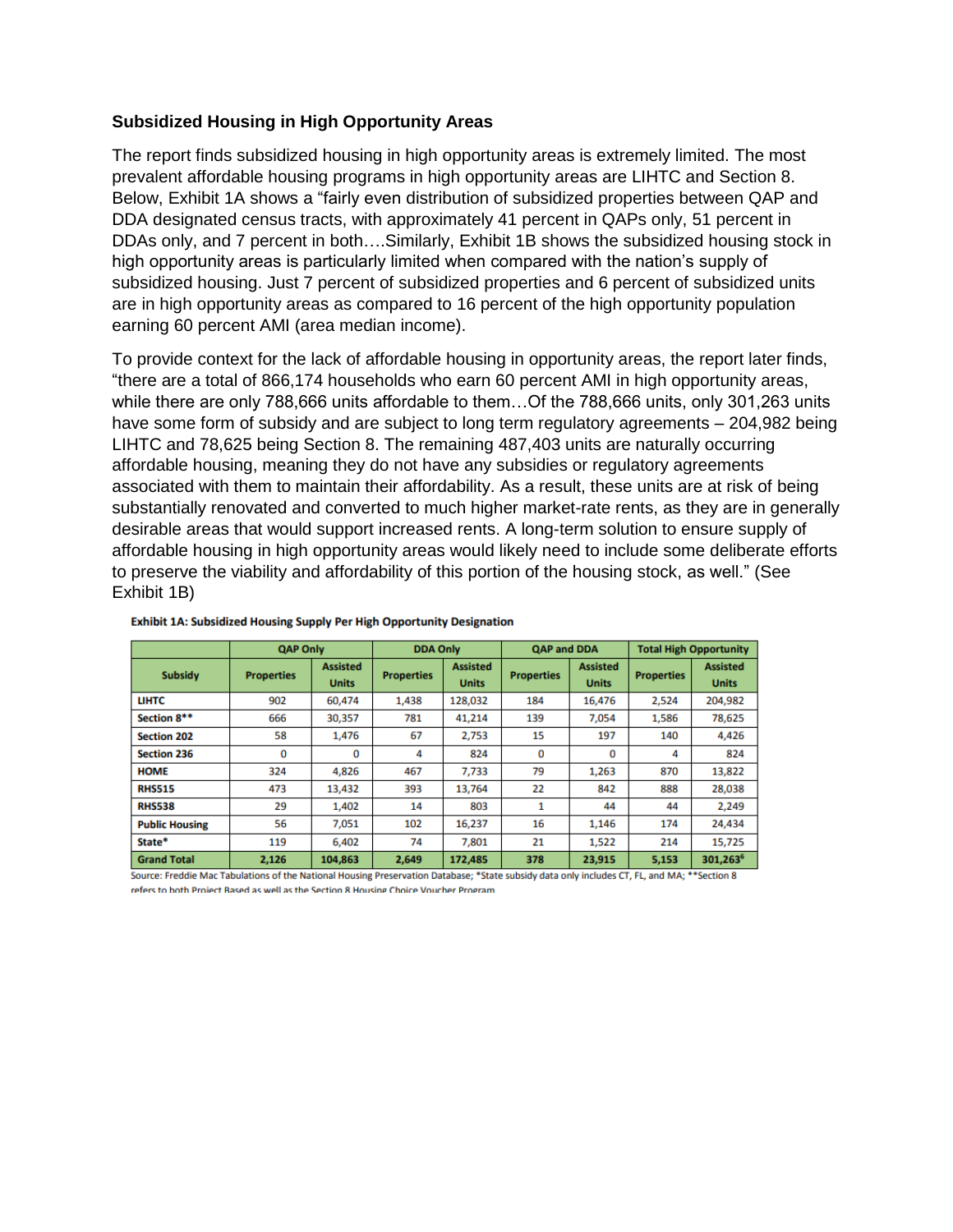**Subsidized Housing in High Opportunity Areas**

The report finds subsidized housing in high opportunity areas is extremely limited. The most prevalent affordable housing programs in high opportunity areas are LIHTC and Section 8. Below, Exhibit 1A shows a "fairly even distribution of subsidized properties between QAP and DDA designated census tracts, with approximately 41 percent in QAPs only, 51 percent in DDAs only, and 7 percent in both….Similarly, Exhibit 1B shows the subsidized housing stock in high opportunity areas is particularly limited when compared with the nation's supply of subsidized housing. Just 7 percent of subsidized properties and 6 percent of subsidized units are in high opportunity areas as compared to 16 percent of the high opportunity population earning 60 percent AMI (area median income).

To provide context for the lack of affordable housing in opportunity areas, the report later finds, "there are a total of 866,174 households who earn 60 percent AMI in high opportunity areas, while there are only 788,666 units affordable to them…Of the 788,666 units, only 301,263 units have some form of subsidy and are subject to long term regulatory agreements – 204,982 being LIHTC and 78,625 being Section 8. The remaining 487,403 units are naturally occurring affordable housing, meaning they do not have any subsidies or regulatory agreements associated with them to maintain their affordability. As a result, these units are at risk of being substantially renovated and converted to much higher market-rate rents, as they are in generally desirable areas that would support increased rents. A long-term solution to ensure supply of affordable housing in high opportunity areas would likely need to include some deliberate efforts to preserve the viability and affordability of this portion of the housing stock, as well." (See Exhibit 1B)

**Exhibit 1A: Subsidized Housing Supply Per High Opportunity Designation**

| | QAP Only | | DDA Only | | QAP and DDA | | Total High Opportunity | |
|---|---|---|---|---|---|---|---|---|
| Subsidy | Properties | Assisted Units | Properties | Assisted Units | Properties | Assisted Units | Properties | Assisted Units |
| LIHTC | 902 | 60,474 | 1,438 | 128,032 | 184 | 16,476 | 2,524 | 204,982 |
| Section 8** | 666 | 30,357 | 781 | 41,214 | 139 | 7,054 | 1,586 | 78,625 |
| Section 202 | 58 | 1,476 | 67 | 2,753 | 15 | 197 | 140 | 4,426 |
| Section 236 | 0 | 0 | 4 | 824 | 0 | 0 | 4 | 824 |
| HOME | 324 | 4,826 | 467 | 7,733 | 79 | 1,263 | 870 | 13,822 |
| RHS515 | 473 | 13,432 | 393 | 13,764 | 22 | 842 | 888 | 28,038 |
| RHS538 | 29 | 1,402 | 14 | 803 | 1 | 44 | 44 | 2,249 |
| Public Housing | 56 | 7,051 | 102 | 16,237 | 16 | 1,146 | 174 | 24,434 |
| State* | 119 | 6,402 | 74 | 7,801 | 21 | 1,522 | 214 | 15,725 |
| **Grand Total** | **2,126** | **104,863** | **2,649** | **172,485** | **378** | **23,915** | **5,153** | **301,263[6]** |

Source: Freddie Mac Tabulations of the National Housing Preservation Database; *State subsidy data only includes CT, FL, and MA; **Section 8 refers to both Project Based as well as the Section 8 Housing Choice Voucher Program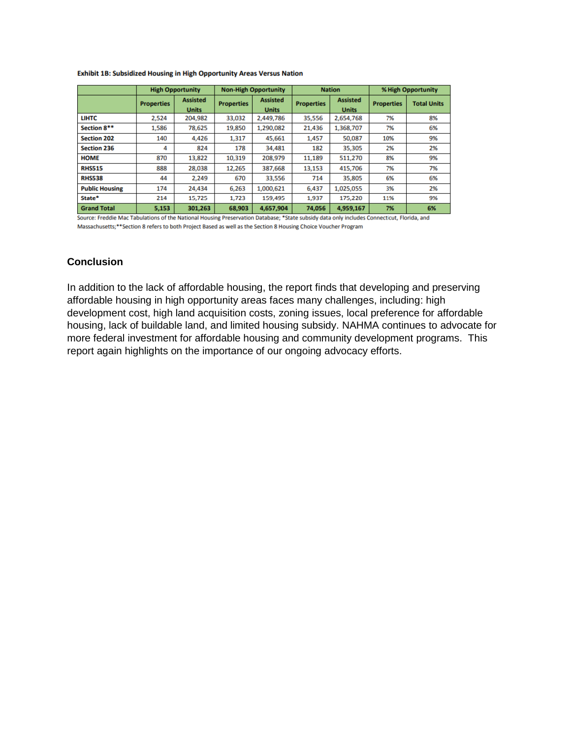**Exhibit 1B: Subsidized Housing in High Opportunity Areas Versus Nation**

| | High Opportunity | | Non-High Opportunity | | Nation | | % High Opportunity | |
|---|---|---|---|---|---|---|---|---|
| | Properties | Assisted Units | Properties | Assisted Units | Properties | Assisted Units | Properties | Total Units |
| **LIHTC** | 2,524 | 204,982 | 33,032 | 2,449,786 | 35,556 | 2,654,768 | 7% | 8% |
| **Section 8\*\*** | 1,586 | 78,625 | 19,850 | 1,290,082 | 21,436 | 1,368,707 | 7% | 6% |
| **Section 202** | 140 | 4,426 | 1,317 | 45,661 | 1,457 | 50,087 | 10% | 9% |
| **Section 236** | 4 | 824 | 178 | 34,481 | 182 | 35,305 | 2% | 2% |
| **HOME** | 870 | 13,822 | 10,319 | 208,979 | 11,189 | 511,270 | 8% | 9% |
| **RHS515** | 888 | 28,038 | 12,265 | 387,668 | 13,153 | 415,706 | 7% | 7% |
| **RHS538** | 44 | 2,249 | 670 | 33,556 | 714 | 35,805 | 6% | 6% |
| **Public Housing** | 174 | 24,434 | 6,263 | 1,000,621 | 6,437 | 1,025,055 | 3% | 2% |
| **State\*** | 214 | 15,725 | 1,723 | 159,495 | 1,937 | 175,220 | 11% | 9% |
| **Grand Total** | **5,153** | **301,263** | **68,903** | **4,657,904** | **74,056** | **4,959,167** | **7%** | **6%** |

Source: Freddie Mac Tabulations of the National Housing Preservation Database; *State subsidy data only includes Connecticut, Florida, and Massachusetts;**Section 8 refers to both Project Based as well as the Section 8 Housing Choice Voucher Program

## Conclusion

In addition to the lack of affordable housing, the report finds that developing and preserving affordable housing in high opportunity areas faces many challenges, including: high development cost, high land acquisition costs, zoning issues, local preference for affordable housing, lack of buildable land, and limited housing subsidy. NAHMA continues to advocate for more federal investment for affordable housing and community development programs. This report again highlights on the importance of our ongoing advocacy efforts.